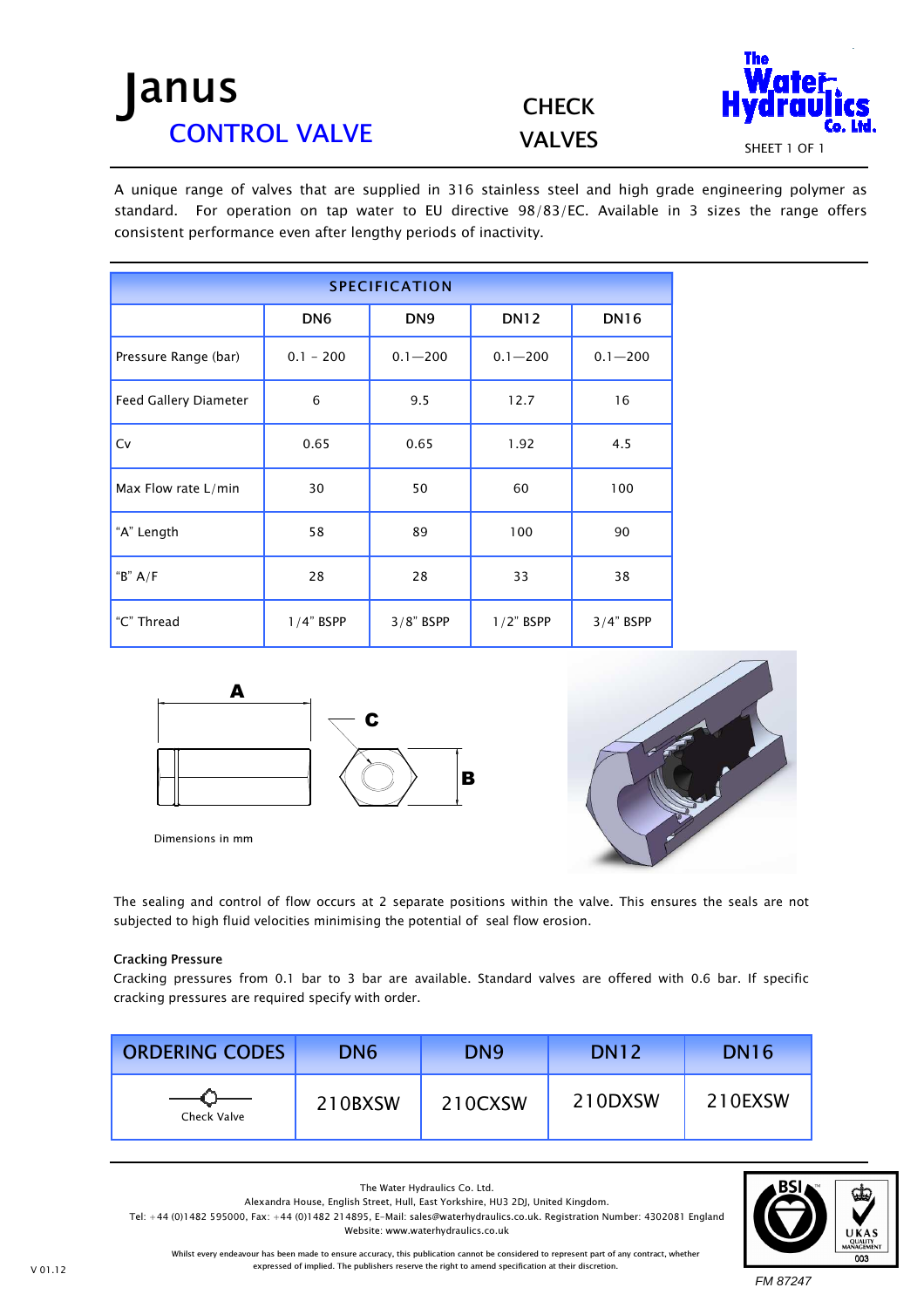# Janus

## CONTROL VALVE

## CHECK VALVES

The Water Hydraulics Co. Ltd.

SHEET 1 OF 1

A unique range of valves that are supplied in 316 stainless steel and high grade engineering polymer as standard. For operation on tap water to EU directive 98/83/EC. Available in 3 sizes the range offers consistent performance even after lengthy periods of inactivity.

| SPECIFICATION | | | | |
|---|---|---|---|---|
| | DN6 | DN9 | DN12 | DN16 |
| Pressure Range (bar) | 0.1 - 200 | 0.1—200 | 0.1—200 | 0.1—200 |
| Feed Gallery Diameter | 6 | 9.5 | 12.7 | 16 |
| Cv | 0.65 | 0.65 | 1.92 | 4.5 |
| Max Flow rate L/min | 30 | 50 | 60 | 100 |
| "A" Length | 58 | 89 | 100 | 90 |
| "B" A/F | 28 | 28 | 33 | 38 |
| "C" Thread | 1/4" BSPP | 3/8" BSPP | 1/2" BSPP | 3/4" BSPP |

A

C

B

Dimensions in mm

The sealing and control of flow occurs at 2 separate positions within the valve. This ensures the seals are not subjected to high fluid velocities minimising the potential of seal flow erosion.

**Cracking Pressure**

Cracking pressures from 0.1 bar to 3 bar are available. Standard valves are offered with 0.6 bar. If specific cracking pressures are required specify with order.

| ORDERING CODES | DN6 | DN9 | DN12 | DN16 |
|---|---|---|---|---|
| Check Valve | 210BXSW | 210CXSW | 210DXSW | 210EXSW |

The Water Hydraulics Co. Ltd.
Alexandra House, English Street, Hull, East Yorkshire, HU3 2DJ, United Kingdom.
Tel: +44 (0)1482 595000, Fax: +44 (0)1482 214895, E-Mail: sales@waterhydraulics.co.uk. Registration Number: 4302081 England
Website: www.waterhydraulics.co.uk

Whilst every endeavour has been made to ensure accuracy, this publication cannot be considered to represent part of any contract, whether expressed of implied. The publishers reserve the right to amend specification at their discretion.

V 01.12

FM 87247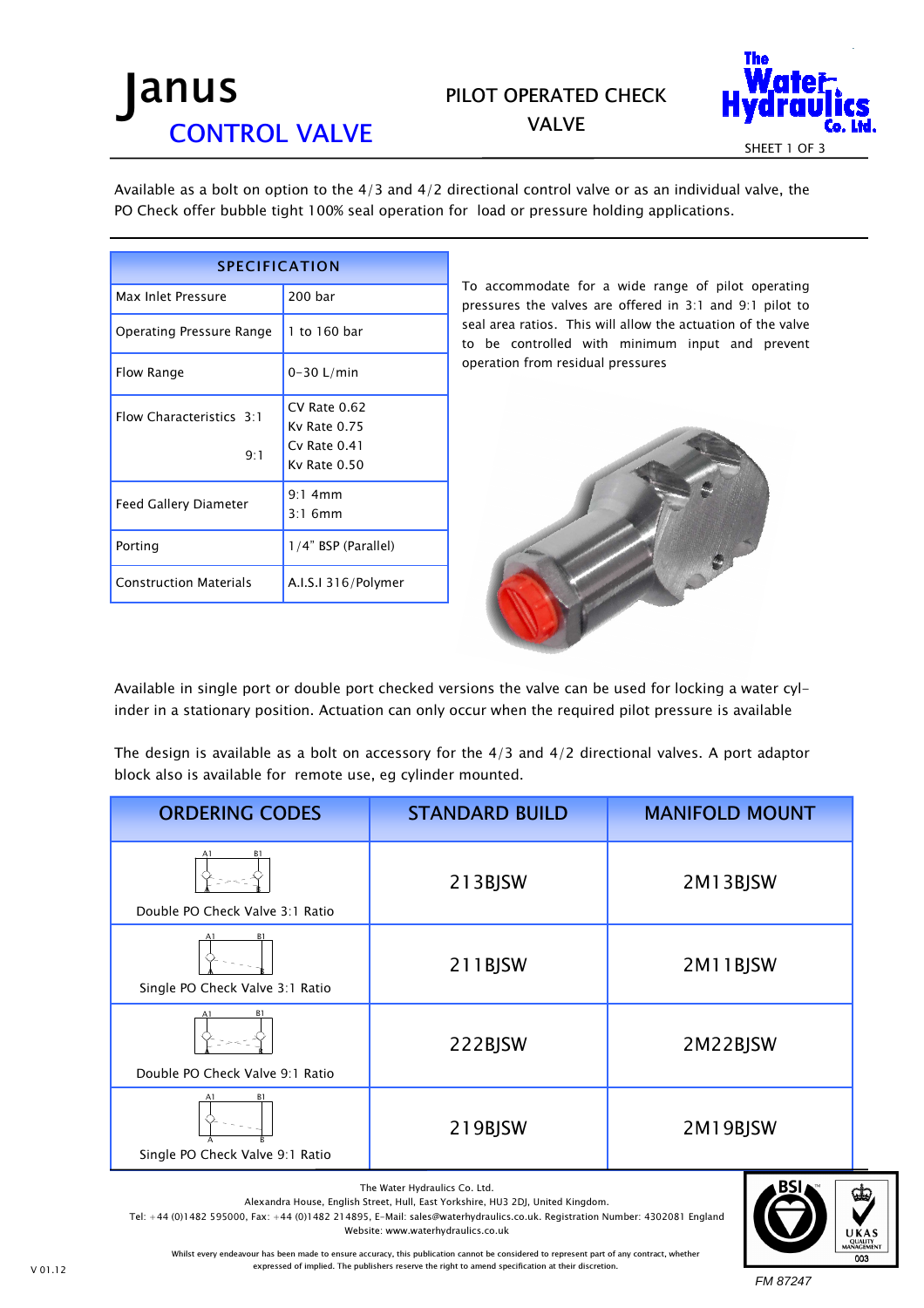# Janus
## CONTROL VALVE

## PILOT OPERATED CHECK VALVE

Available as a bolt on option to the 4/3 and 4/2 directional control valve or as an individual valve, the PO Check offer bubble tight 100% seal operation for load or pressure holding applications.

| SPECIFICATION | |
|---|---|
| Max Inlet Pressure | 200 bar |
| Operating Pressure Range | 1 to 160 bar |
| Flow Range | 0-30 L/min |
| Flow Characteristics 3:1 | CV Rate 0.62<br>Kv Rate 0.75 |
| 9:1 | Cv Rate 0.41<br>Kv Rate 0.50 |
| Feed Gallery Diameter | 9:1 4mm<br>3:1 6mm |
| Porting | 1/4" BSP (Parallel) |
| Construction Materials | A.I.S.I 316/Polymer |

To accommodate for a wide range of pilot operating pressures the valves are offered in 3:1 and 9:1 pilot to seal area ratios. This will allow the actuation of the valve to be controlled with minimum input and prevent operation from residual pressures

Available in single port or double port checked versions the valve can be used for locking a water cylinder in a stationary position. Actuation can only occur when the required pilot pressure is available

The design is available as a bolt on accessory for the 4/3 and 4/2 directional valves. A port adaptor block also is available for remote use, eg cylinder mounted.

| ORDERING CODES | STANDARD BUILD | MANIFOLD MOUNT |
|---|---|---|
| Double PO Check Valve 3:1 Ratio | 213BJSW | 2M13BJSW |
| Single PO Check Valve 3:1 Ratio | 211BJSW | 2M11BJSW |
| Double PO Check Valve 9:1 Ratio | 222BJSW | 2M22BJSW |
| Single PO Check Valve 9:1 Ratio | 219BJSW | 2M19BJSW |

The Water Hydraulics Co. Ltd.
Alexandra House, English Street, Hull, East Yorkshire, HU3 2DJ, United Kingdom.
Tel: +44 (0)1482 595000, Fax: +44 (0)1482 214895, E-Mail: sales@waterhydraulics.co.uk. Registration Number: 4302081 England
Website: www.waterhydraulics.co.uk

Whilst every endeavour has been made to ensure accuracy, this publication cannot be considered to represent part of any contract, whether expressed of implied. The publishers reserve the right to amend specification at their discretion.

FM 87247

V 01.12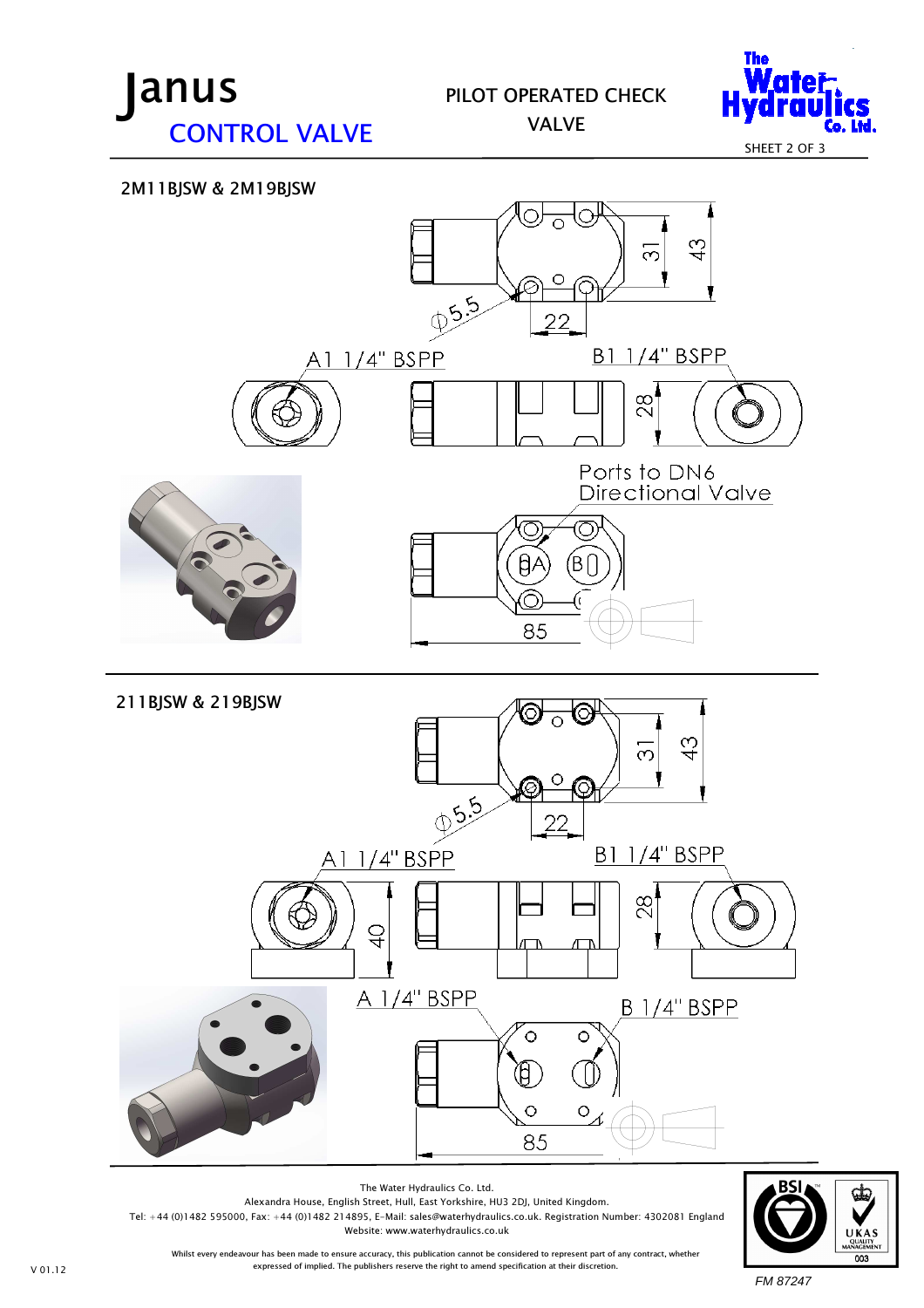# Janus
## CONTROL VALVE

PILOT OPERATED CHECK VALVE

SHEET 2 OF 3

### 2M11BJSW & 2M19BJSW

31

43

ϕ5.5

22

A1 1/4" BSPP

B1 1/4" BSPP

28

Ports to DN6 Directional Valve

A

B

85

### 211BJSW & 219BJSW

31

43

ϕ5.5

22

A1 1/4" BSPP

B1 1/4" BSPP

40

28

A 1/4" BSPP

B 1/4" BSPP

85

The Water Hydraulics Co. Ltd.
Alexandra House, English Street, Hull, East Yorkshire, HU3 2DJ, United Kingdom.
Tel: +44 (0)1482 595000, Fax: +44 (0)1482 214895, E-Mail: sales@waterhydraulics.co.uk. Registration Number: 4302081 England
Website: www.waterhydraulics.co.uk

Whilst every endeavour has been made to ensure accuracy, this publication cannot be considered to represent part of any contract, whether expressed of implied. The publishers reserve the right to amend specification at their discretion.

V 01.12

FM 87247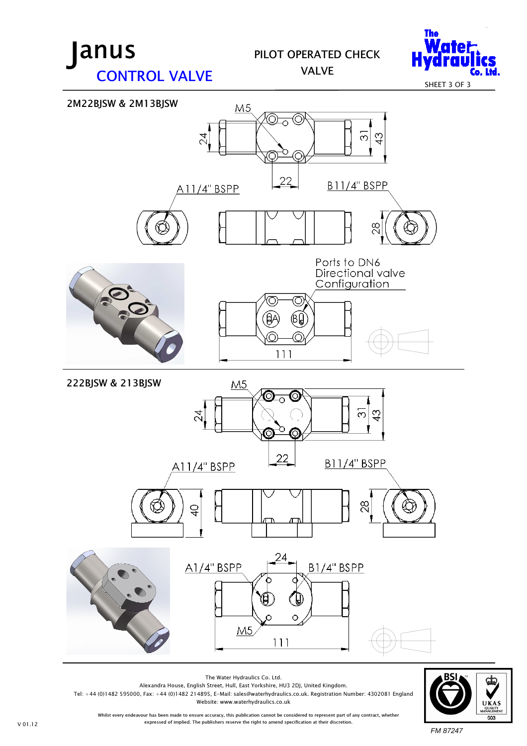# Janus
## CONTROL VALVE

PILOT OPERATED CHECK VALVE

The Water Hydraulics Co. Ltd.

SHEET 3 OF 3

### 2M22BJSW & 2M13BJSW

M5

24

31

43

22

A11/4" BSPP

B11/4" BSPP

28

Ports to DN6
Directional valve
Configuration

111

### 222BJSW & 213BJSW

M5

24

31

43

22

A11/4" BSPP

B11/4" BSPP

40

28

24

A1/4" BSPP

B1/4" BSPP

M5

111

The Water Hydraulics Co. Ltd.
Alexandra House, English Street, Hull, East Yorkshire, HU3 2DJ, United Kingdom.
Tel: +44 (0)1482 595000, Fax: +44 (0)1482 214895, E-Mail: sales@waterhydraulics.co.uk. Registration Number: 4302081 England
Website: www.waterhydraulics.co.uk

Whilst every endeavour has been made to ensure accuracy, this publication cannot be considered to represent part of any contract, whether expressed of implied. The publishers reserve the right to amend specification at their discretion.

V 01.12

FM 87247